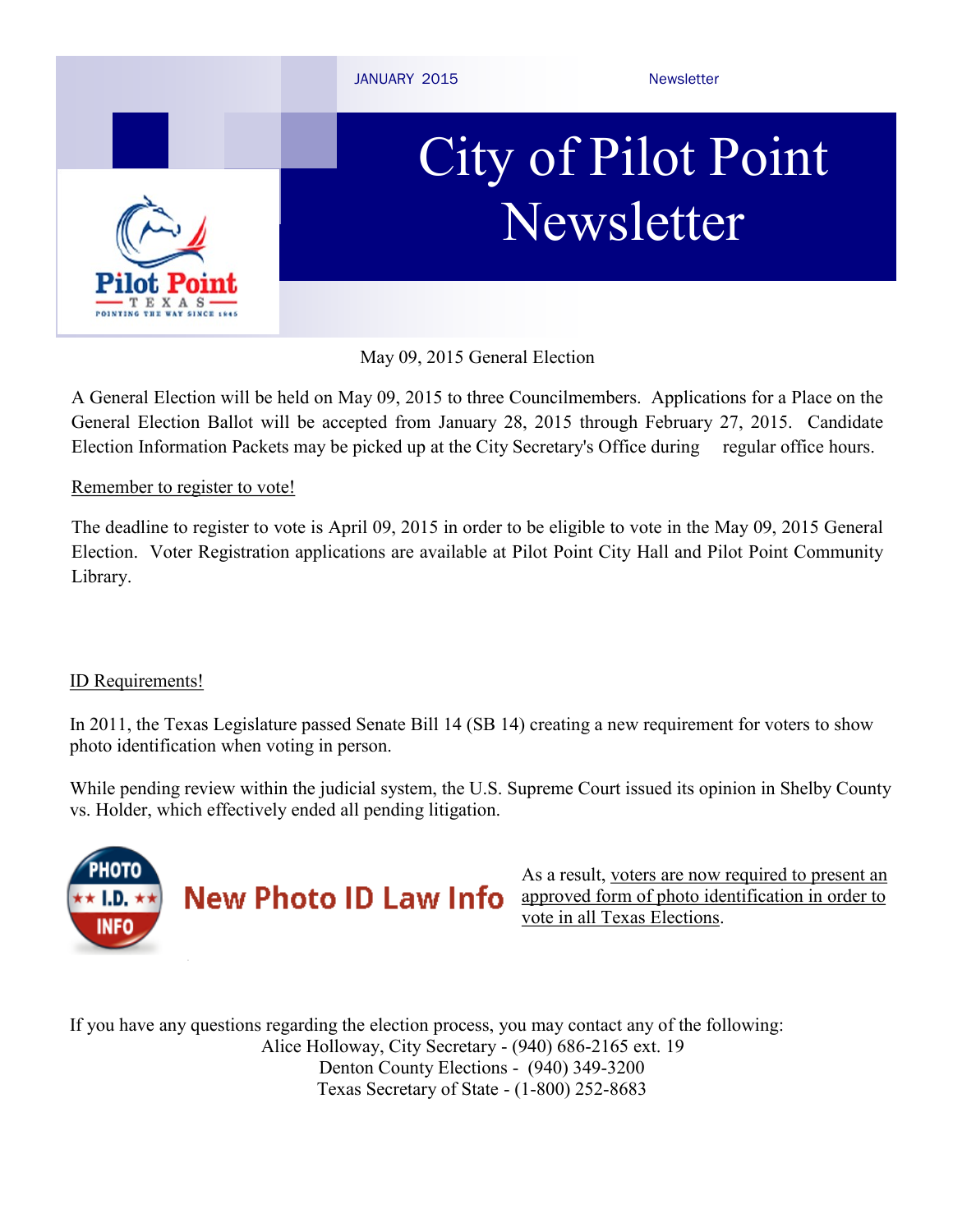JANUARY 2015 Newsletter

# City of Pilot Point Newsletter

Pilot Point
TEXAS
POINTING THE WAY SINCE 1845

## May 09, 2015 General Election

A General Election will be held on May 09, 2015 to three Councilmembers. Applications for a Place on the General Election Ballot will be accepted from January 28, 2015 through February 27, 2015. Candidate Election Information Packets may be picked up at the City Secretary's Office during regular office hours.

### Remember to register to vote!

The deadline to register to vote is April 09, 2015 in order to be eligible to vote in the May 09, 2015 General Election. Voter Registration applications are available at Pilot Point City Hall and Pilot Point Community Library.

### ID Requirements!

In 2011, the Texas Legislature passed Senate Bill 14 (SB 14) creating a new requirement for voters to show photo identification when voting in person.

While pending review within the judicial system, the U.S. Supreme Court issued its opinion in Shelby County vs. Holder, which effectively ended all pending litigation.

PHOTO I.D. INFO

**New Photo ID Law Info**

As a result, voters are now required to present an approved form of photo identification in order to vote in all Texas Elections.

If you have any questions regarding the election process, you may contact any of the following:

Alice Holloway, City Secretary - (940) 686-2165 ext. 19
Denton County Elections - (940) 349-3200
Texas Secretary of State - (1-800) 252-8683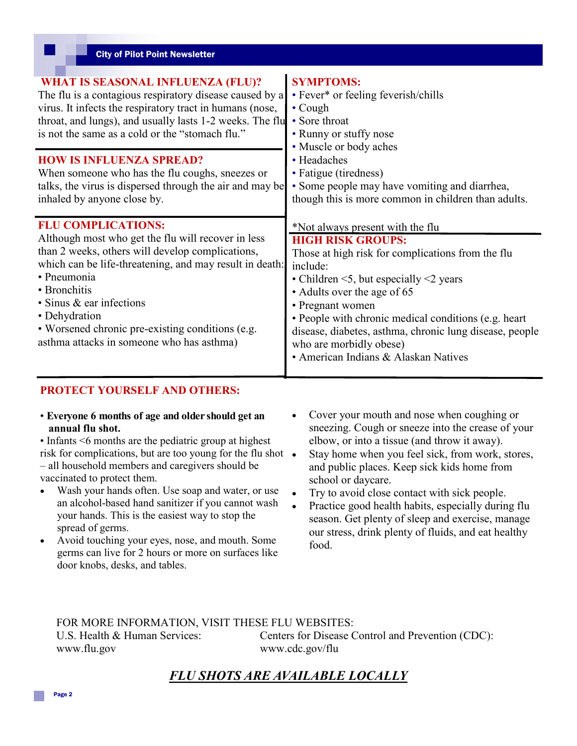## WHAT IS SEASONAL INFLUENZA (FLU)?

The flu is a contagious respiratory disease caused by a virus. It infects the respiratory tract in humans (nose, throat, and lungs), and usually lasts 1-2 weeks. The flu is not the same as a cold or the "stomach flu."

## HOW IS INFLUENZA SPREAD?

When someone who has the flu coughs, sneezes or talks, the virus is dispersed through the air and may be inhaled by anyone close by.

## FLU COMPLICATIONS:

Although most who get the flu will recover in less than 2 weeks, others will develop complications, which can be life-threatening, and may result in death:

- Pneumonia
- Bronchitis
- Sinus & ear infections
- Dehydration
- Worsened chronic pre-existing conditions (e.g. asthma attacks in someone who has asthma)

## SYMPTOMS:

- Fever* or feeling feverish/chills
- Cough
- Sore throat
- Runny or stuffy nose
- Muscle or body aches
- Headaches
- Fatigue (tiredness)
- Some people may have vomiting and diarrhea, though this is more common in children than adults.

*Not always present with the flu

## HIGH RISK GROUPS:

Those at high risk for complications from the flu include:

- Children <5, but especially <2 years
- Adults over the age of 65
- Pregnant women
- People with chronic medical conditions (e.g. heart disease, diabetes, asthma, chronic lung disease, people who are morbidly obese)
- American Indians & Alaskan Natives

## PROTECT YOURSELF AND OTHERS:

- **Everyone 6 months of age and older should get an annual flu shot.**
- Infants <6 months are the pediatric group at highest risk for complications, but are too young for the flu shot – all household members and caregivers should be vaccinated to protect them.
- Wash your hands often. Use soap and water, or use an alcohol-based hand sanitizer if you cannot wash your hands. This is the easiest way to stop the spread of germs.
- Avoid touching your eyes, nose, and mouth. Some germs can live for 2 hours or more on surfaces like door knobs, desks, and tables.
- Cover your mouth and nose when coughing or sneezing. Cough or sneeze into the crease of your elbow, or into a tissue (and throw it away).
- Stay home when you feel sick, from work, stores, and public places. Keep sick kids home from school or daycare.
- Try to avoid close contact with sick people.
- Practice good health habits, especially during flu season. Get plenty of sleep and exercise, manage our stress, drink plenty of fluids, and eat healthy food.

FOR MORE INFORMATION, VISIT THESE FLU WEBSITES:

U.S. Health & Human Services: www.flu.gov

Centers for Disease Control and Prevention (CDC): www.cdc.gov/flu

***FLU SHOTS ARE AVAILABLE LOCALLY***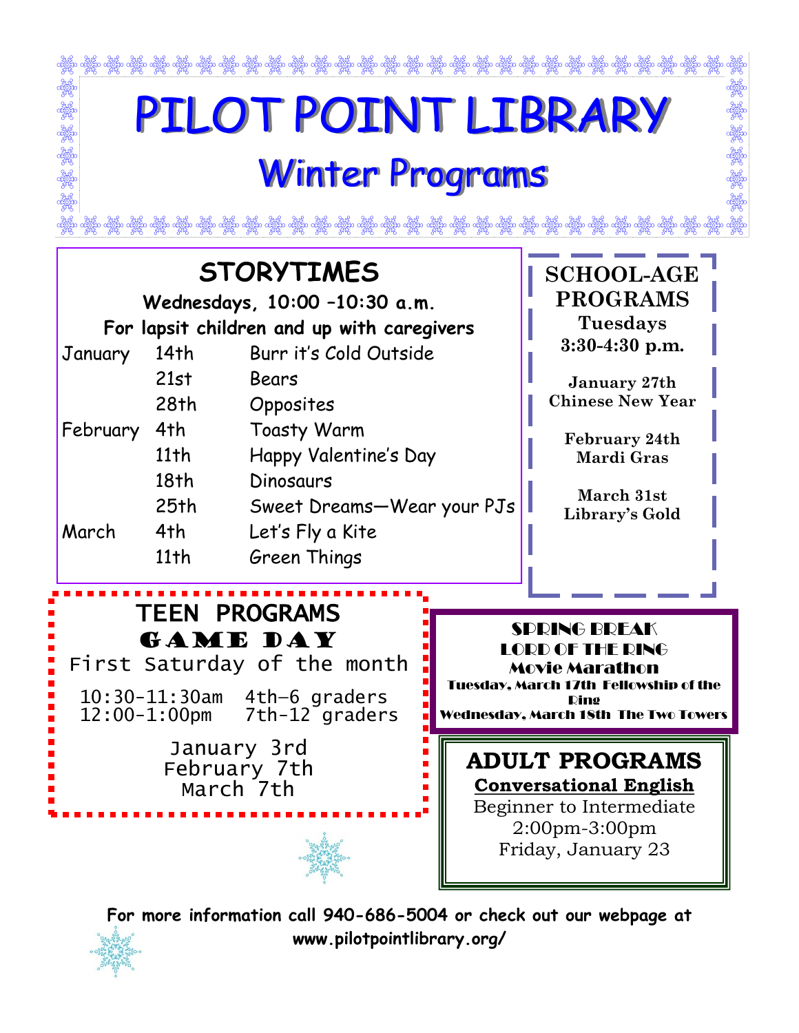# PILOT POINT LIBRARY

## Winter Programs

## STORYTIMES

**Wednesdays, 10:00 –10:30 a.m.**

**For lapsit children and up with caregivers**

| | | |
|---|---|---|
| January | 14th | Burr it's Cold Outside |
| | 21st | Bears |
| | 28th | Opposites |
| February | 4th | Toasty Warm |
| | 11th | Happy Valentine's Day |
| | 18th | Dinosaurs |
| | 25th | Sweet Dreams—Wear your PJs |
| March | 4th | Let's Fly a Kite |
| | 11th | Green Things |

## SCHOOL-AGE PROGRAMS

**Tuesdays**
**3:30-4:30 p.m.**

**January 27th**
**Chinese New Year**

**February 24th**
**Mardi Gras**

**March 31st**
**Library's Gold**

## TEEN PROGRAMS

### GAME DAY

First Saturday of the month

10:30-11:30am 4th–6 graders
12:00-1:00pm 7th-12 graders

January 3rd
February 7th
March 7th

## SPRING BREAK

**LORD OF THE RING**
**Movie Marathon**

**Tuesday, March 17th Fellowship of the Ring**
**Wednesday, March 18th The Two Towers**

## ADULT PROGRAMS

**Conversational English**

Beginner to Intermediate
2:00pm-3:00pm
Friday, January 23

**For more information call 940-686-5004 or check out our webpage at www.pilotpointlibrary.org/**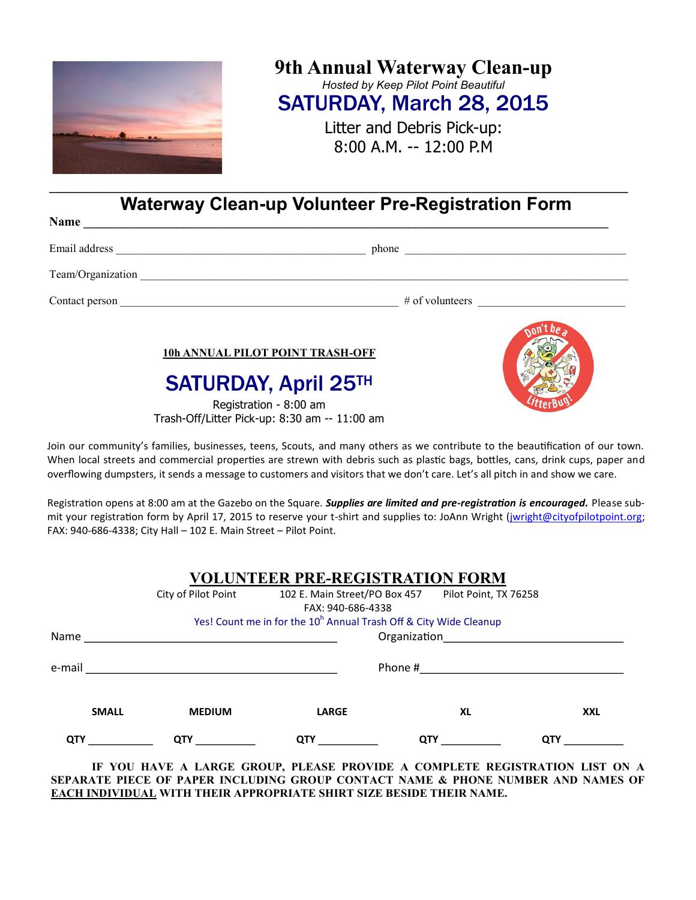# 9th Annual Waterway Clean-up

*Hosted by Keep Pilot Point Beautiful*

## SATURDAY, March 28, 2015

Litter and Debris Pick-up:
8:00 A.M. -- 12:00 P.M

---

## Waterway Clean-up Volunteer Pre-Registration Form

**Name** ______________________________________________________________

Email address ________________________________ phone ______________________________

Team/Organization ______________________________________________________________

Contact person ____________________________________ # of volunteers __________________

**10h ANNUAL PILOT POINT TRASH-OFF**

## SATURDAY, April 25TH

Registration - 8:00 am
Trash-Off/Litter Pick-up: 8:30 am -- 11:00 am

Don't be a LitterBug!

Join our community's families, businesses, teens, Scouts, and many others as we contribute to the beautification of our town. When local streets and commercial properties are strewn with debris such as plastic bags, bottles, cans, drink cups, paper and overflowing dumpsters, it sends a message to customers and visitors that we don't care. Let's all pitch in and show we care.

Registration opens at 8:00 am at the Gazebo on the Square. ***Supplies are limited and pre-registration is encouraged.*** Please submit your registration form by April 17, 2015 to reserve your t-shirt and supplies to: JoAnn Wright (jwright@cityofpilotpoint.org; FAX: 940-686-4338; City Hall – 102 E. Main Street – Pilot Point.

## VOLUNTEER PRE-REGISTRATION FORM

City of Pilot Point 102 E. Main Street/PO Box 457 Pilot Point, TX 76258
FAX: 940-686-4338

Yes! Count me in for the 10th Annual Trash Off & City Wide Cleanup

Name ____________________________ Organization____________________________

e-mail ____________________________ Phone #____________________________

| SMALL | MEDIUM | LARGE | XL | XXL |
|---|---|---|---|---|
| QTY ________ | QTY ________ | QTY ________ | QTY ________ | QTY ________ |

**IF YOU HAVE A LARGE GROUP, PLEASE PROVIDE A COMPLETE REGISTRATION LIST ON A SEPARATE PIECE OF PAPER INCLUDING GROUP CONTACT NAME & PHONE NUMBER AND NAMES OF EACH INDIVIDUAL WITH THEIR APPROPRIATE SHIRT SIZE BESIDE THEIR NAME.**